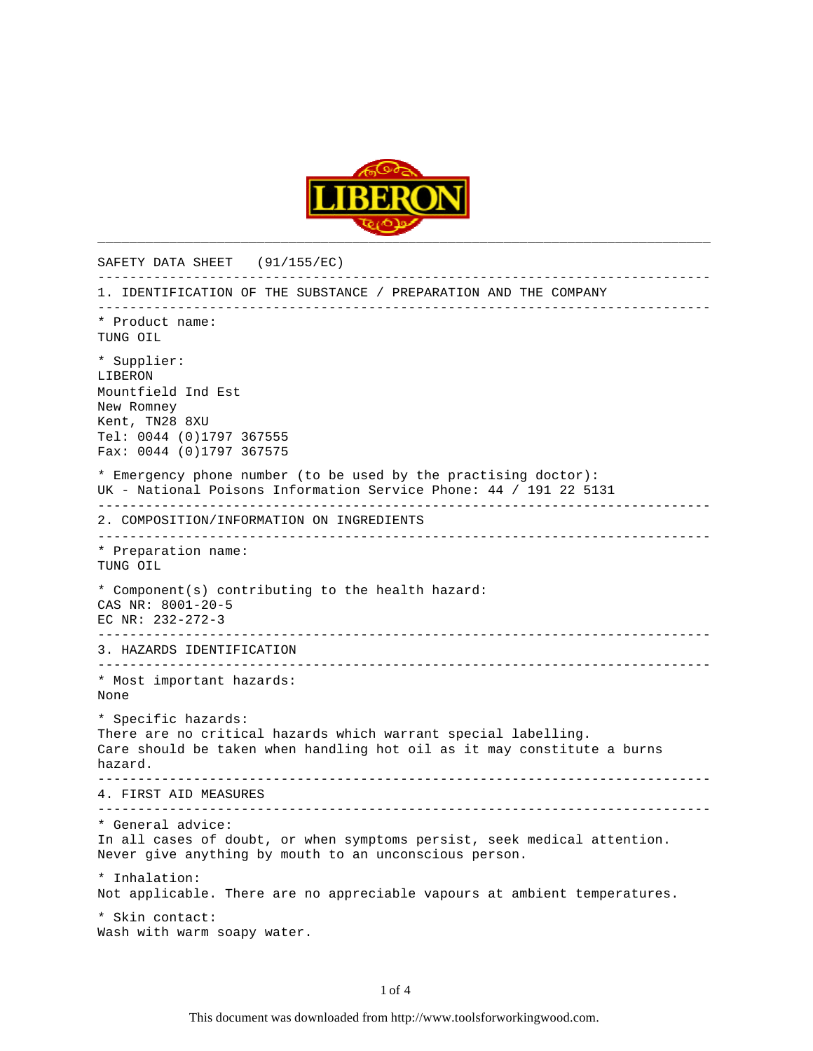LIBERON

SAFETY DATA SHEET (91/155/EC)

## 1. IDENTIFICATION OF THE SUBSTANCE / PREPARATION AND THE COMPANY

* Product name:
TUNG OIL

* Supplier:
LIBERON
Mountfield Ind Est
New Romney
Kent, TN28 8XU
Tel: 0044 (0)1797 367555
Fax: 0044 (0)1797 367575

* Emergency phone number (to be used by the practising doctor):
UK - National Poisons Information Service Phone: 44 / 191 22 5131

## 2. COMPOSITION/INFORMATION ON INGREDIENTS

* Preparation name:
TUNG OIL

* Component(s) contributing to the health hazard:
CAS NR: 8001-20-5
EC NR: 232-272-3

## 3. HAZARDS IDENTIFICATION

* Most important hazards:
None

* Specific hazards:
There are no critical hazards which warrant special labelling.
Care should be taken when handling hot oil as it may constitute a burns hazard.

## 4. FIRST AID MEASURES

* General advice:
In all cases of doubt, or when symptoms persist, seek medical attention.
Never give anything by mouth to an unconscious person.

* Inhalation:
Not applicable. There are no appreciable vapours at ambient temperatures.

* Skin contact:
Wash with warm soapy water.

This document was downloaded from http://www.toolsforworkingwood.com.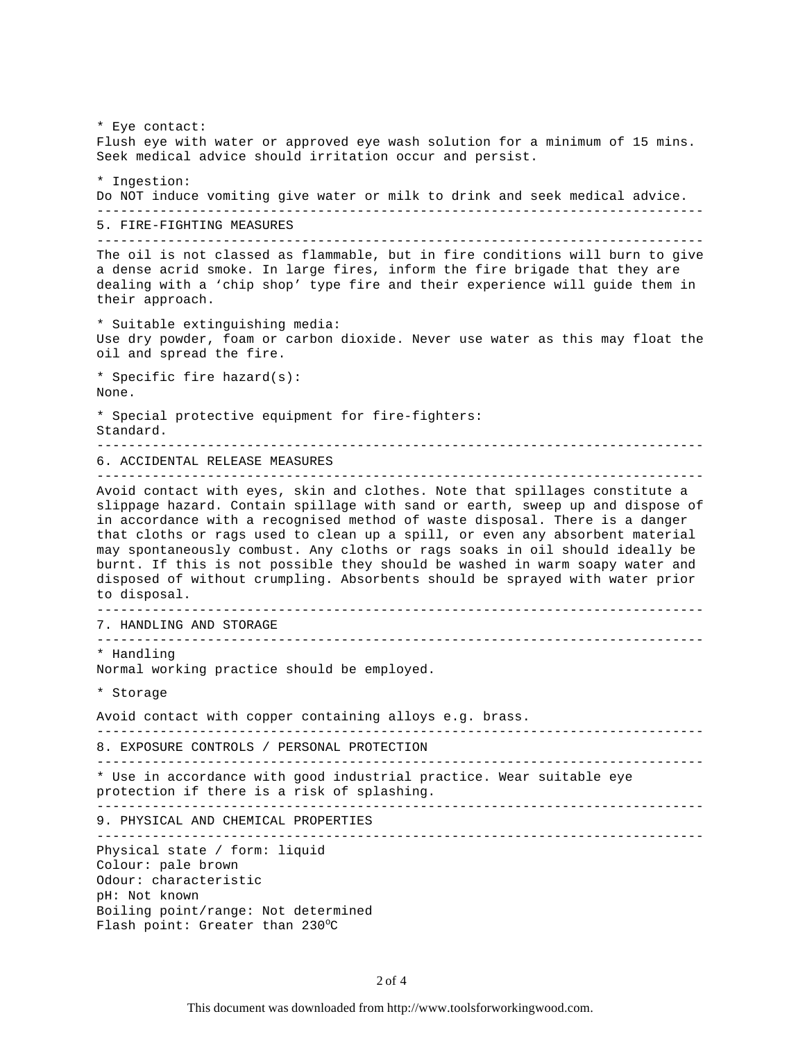* Eye contact:
Flush eye with water or approved eye wash solution for a minimum of 15 mins. Seek medical advice should irritation occur and persist.

* Ingestion:
Do NOT induce vomiting give water or milk to drink and seek medical advice.

## 5. FIRE-FIGHTING MEASURES

The oil is not classed as flammable, but in fire conditions will burn to give a dense acrid smoke. In large fires, inform the fire brigade that they are dealing with a 'chip shop' type fire and their experience will guide them in their approach.

* Suitable extinguishing media:
Use dry powder, foam or carbon dioxide. Never use water as this may float the oil and spread the fire.

* Specific fire hazard(s):
None.

* Special protective equipment for fire-fighters:
Standard.

## 6. ACCIDENTAL RELEASE MEASURES

Avoid contact with eyes, skin and clothes. Note that spillages constitute a slippage hazard. Contain spillage with sand or earth, sweep up and dispose of in accordance with a recognised method of waste disposal. There is a danger that cloths or rags used to clean up a spill, or even any absorbent material may spontaneously combust. Any cloths or rags soaks in oil should ideally be burnt. If this is not possible they should be washed in warm soapy water and disposed of without crumpling. Absorbents should be sprayed with water prior to disposal.

## 7. HANDLING AND STORAGE

* Handling
Normal working practice should be employed.

* Storage

Avoid contact with copper containing alloys e.g. brass.

## 8. EXPOSURE CONTROLS / PERSONAL PROTECTION

* Use in accordance with good industrial practice. Wear suitable eye protection if there is a risk of splashing.

## 9. PHYSICAL AND CHEMICAL PROPERTIES

Physical state / form: liquid
Colour: pale brown
Odour: characteristic
pH: Not known
Boiling point/range: Not determined
Flash point: Greater than 230$^{o}$C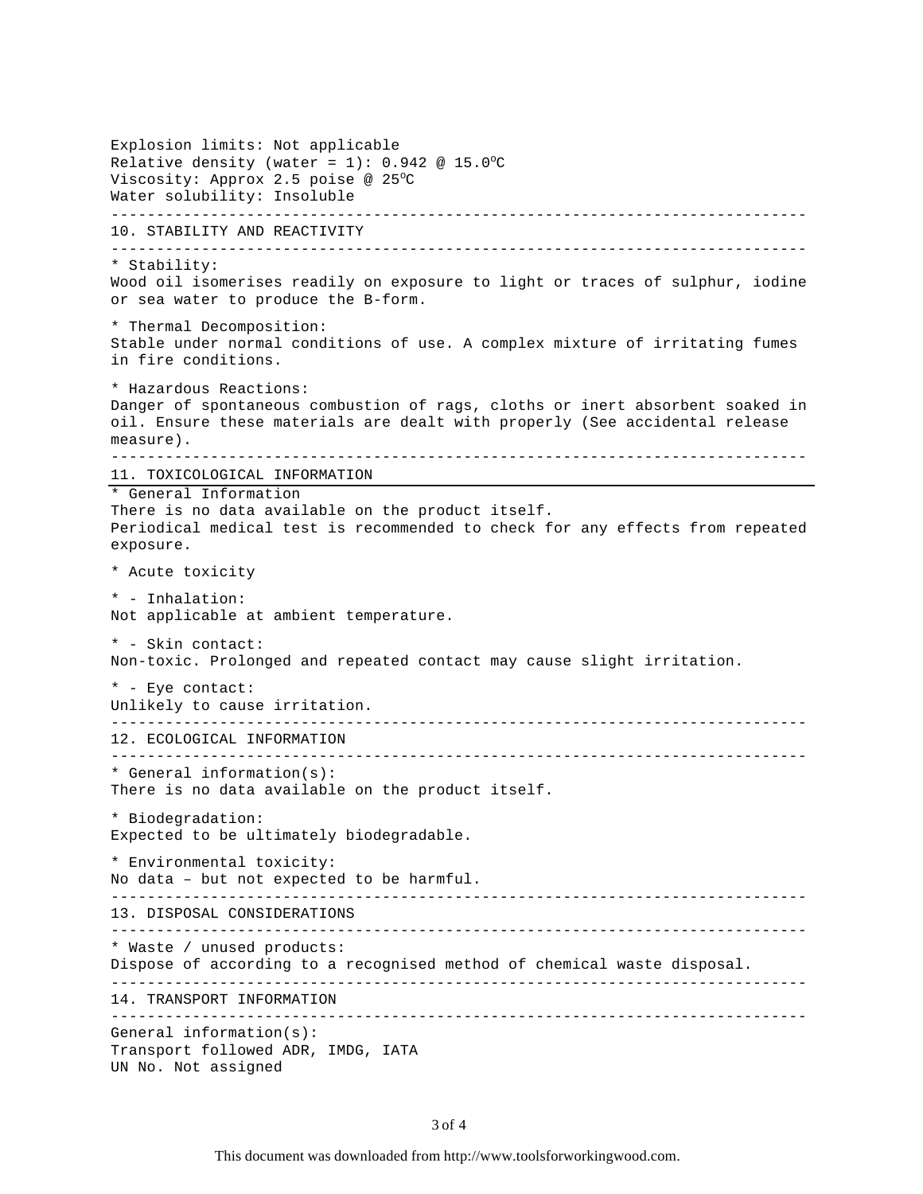Explosion limits: Not applicable
Relative density (water = 1): 0.942 @ 15.0°C
Viscosity: Approx 2.5 poise @ 25°C
Water solubility: Insoluble

## 10. STABILITY AND REACTIVITY

* Stability:
Wood oil isomerises readily on exposure to light or traces of sulphur, iodine or sea water to produce the B-form.

* Thermal Decomposition:
Stable under normal conditions of use. A complex mixture of irritating fumes in fire conditions.

* Hazardous Reactions:
Danger of spontaneous combustion of rags, cloths or inert absorbent soaked in oil. Ensure these materials are dealt with properly (See accidental release measure).

## 11. TOXICOLOGICAL INFORMATION

* General Information
There is no data available on the product itself.
Periodical medical test is recommended to check for any effects from repeated exposure.

* Acute toxicity

* - Inhalation:
Not applicable at ambient temperature.

* - Skin contact:
Non-toxic. Prolonged and repeated contact may cause slight irritation.

* - Eye contact:
Unlikely to cause irritation.

## 12. ECOLOGICAL INFORMATION

* General information(s):
There is no data available on the product itself.

* Biodegradation:
Expected to be ultimately biodegradable.

* Environmental toxicity:
No data – but not expected to be harmful.

## 13. DISPOSAL CONSIDERATIONS

* Waste / unused products:
Dispose of according to a recognised method of chemical waste disposal.

## 14. TRANSPORT INFORMATION

General information(s):
Transport followed ADR, IMDG, IATA
UN No. Not assigned

This document was downloaded from http://www.toolsforworkingwood.com.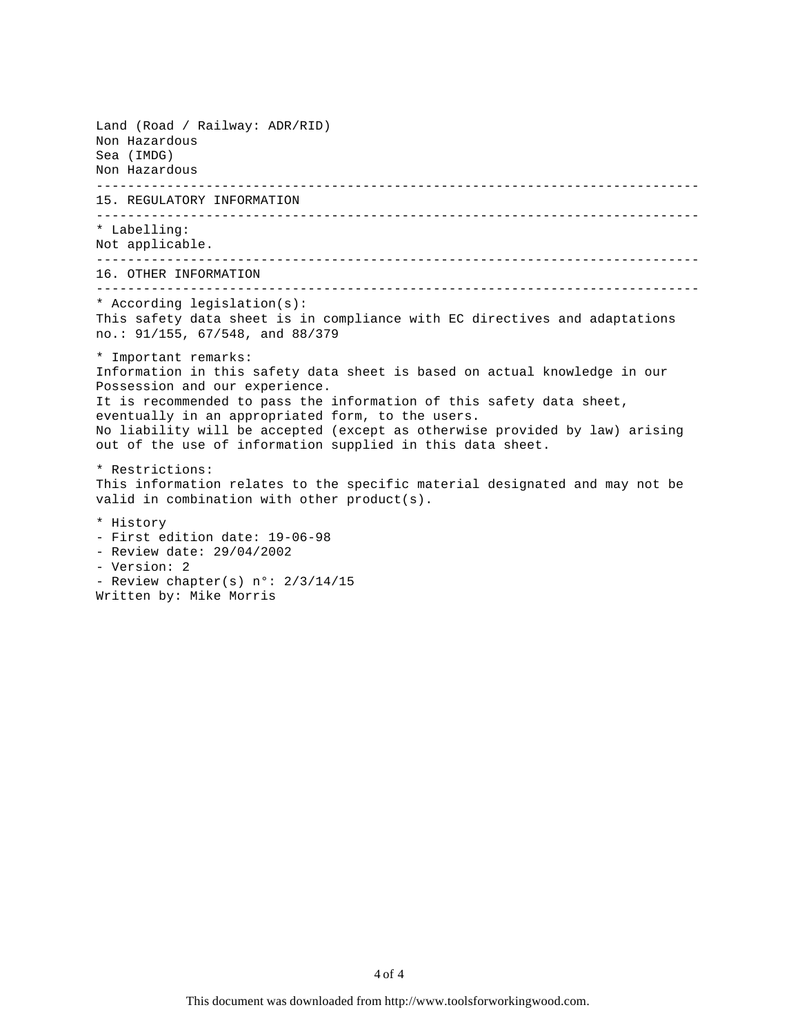Land (Road / Railway: ADR/RID)
Non Hazardous
Sea (IMDG)
Non Hazardous

---

## 15. REGULATORY INFORMATION

---

* Labelling:
Not applicable.

---

## 16. OTHER INFORMATION

---

* According legislation(s):
This safety data sheet is in compliance with EC directives and adaptations no.: 91/155, 67/548, and 88/379

* Important remarks:
Information in this safety data sheet is based on actual knowledge in our Possession and our experience.
It is recommended to pass the information of this safety data sheet, eventually in an appropriated form, to the users.
No liability will be accepted (except as otherwise provided by law) arising out of the use of information supplied in this data sheet.

* Restrictions:
This information relates to the specific material designated and may not be valid in combination with other product(s).

* History
- First edition date: 19-06-98
- Review date: 29/04/2002
- Version: 2
- Review chapter(s) n°: 2/3/14/15

Written by: Mike Morris

This document was downloaded from http://www.toolsforworkingwood.com.